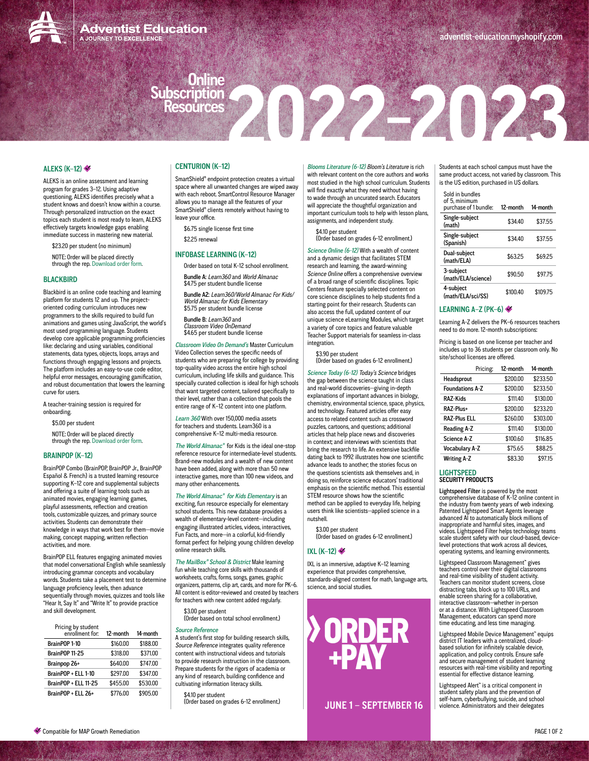**Adventist Education**
A JOURNEY TO EXCELLENCE

adventist-education.myshopify.com

# Online Subscription Resources 2022–2023

## ALEKS (K–12) ✔

ALEKS is an online assessment and learning program for grades 3–12. Using adaptive questioning, ALEKS identifies precisely what a student knows and doesn't know within a course. Through personalized instruction on the exact topics each student is most ready to learn, ALEKS effectively targets knowledge gaps enabling immediate success in mastering new material.

$23.20 per student (no minimum)

NOTE: Order will be placed directly through the rep. Download order form.

## BLACKBIRD

Blackbird is an online code teaching and learning platform for students 12 and up. The project-oriented coding curriculum introduces new programmers to the skills required to build fun animations and games using JavaScript, the world's most used programming language. Students develop core applicable programming proficiencies like: declaring and using variables, conditional statements, data types, objects, loops, arrays and functions through engaging lessons and projects. The platform includes an easy-to-use code editor, helpful error messages, encouraging gamification, and robust documentation that lowers the learning curve for users.

A teacher-training session is required for onboarding.

$5.00 per student

NOTE: Order will be placed directly through the rep. Download order form.

## BRAINPOP (K–12)

BrainPOP Combo (BrainPOP, BrainPOP Jr., BrainPOP Español & French) is a trusted learning resource supporting K–12 core and supplemental subjects and offering a suite of learning tools such as animated movies, engaging learning games, playful assessments, reflection and creation tools, customizable quizzes, and primary source activities. Students can demonstrate their knowledge in ways that work best for them—movie making, concept mapping, written reflection activities, and more.

BrainPOP ELL features engaging animated movies that model conversational English while seamlessly introducing grammar concepts and vocabulary words. Students take a placement test to determine language proficiency levels, then advance sequentially through movies, quizzes and tools like "Hear It, Say It" and "Write It" to provide practice and skill development.

| Pricing by student enrollment for: | 12-month | 14-month |
|---|---|---|
| BrainPOP 1-10 | $160.00 | $188.00 |
| BrainPOP 11-25 | $318.00 | $371.00 |
| Brainpop 26+ | $640.00 | $747.00 |
| BrainPOP + ELL 1-10 | $297.00 | $347.00 |
| BrainPOP + ELL 11-25 | $455.00 | $530.00 |
| BrainPOP + ELL 26+ | $776.00 | $905.00 |

## CENTURION (K–12)

SmartShield® endpoint protection creates a virtual space where all unwanted changes are wiped away with each reboot. SmartControl Resource Manager allows you to manage all the features of your SmartShield® clients remotely without having to leave your office.

$6.75 single license first time

$2.25 renewal

## INFOBASE LEARNING (K–12)

Order based on total K–12 school enrollment.

**Bundle A:** *Learn360* and *World Almanac*
$4.75 per student bundle license

**Bundle A2:** *Learn360/World Almanac For Kids/ World Almanac for Kids Elementary*
$5.75 per student bundle license

**Bundle B:** *Learn360* and *Classroom Video OnDemand*
$4.65 per student bundle license

*Classroom Video On Demand's* Master Curriculum Video Collection serves the specific needs of students who are preparing for college by providing top-quality video across the entire high school curriculum, including life skills and guidance. This specially curated collection is ideal for high schools that want targeted content, tailored specifically to their level, rather than a collection that pools the entire range of K–12 content into one platform.

*Learn 360* With over 150,000 media assets for teachers and students. Learn360 is a comprehensive K–12 multi-media resource.

*The World Almanac® for Kids* is the ideal one-stop reference resource for intermediate-level students. Brand-new modules and a wealth of new content have been added, along with more than 50 new interactive games, more than 100 new videos, and many other enhancements.

*The World Almanac® for Kids Elementary* is an exciting, fun resource especially for elementary school students. This new database provides a wealth of elementary-level content—including engaging illustrated articles, videos, interactives, Fun Facts, and more—in a colorful, kid-friendly format perfect for helping young children develop online research skills.

*The MailBox® School & District* Make learning fun while teaching core skills with thousands of worksheets, crafts, forms, songs, games, graphic organizers, patterns, clip art, cards, and more for PK–6. All content is editor-reviewed and created by teachers for teachers with new content added regularly.

$3.00 per student
(Order based on total school enrollment.)

*Source Reference*
A student's first stop for building research skills, *Source Reference* integrates quality reference content with instructional videos and tutorials to provide research instruction in the classroom. Prepare students for the rigors of academia or any kind of research, building confidence and cultivating information literacy skills.

$4.10 per student
(Order based on grades 6-12 enrollment.)

*Blooms Literature (6-12) Bloom's Literature* is rich with relevant content on the core authors and works most studied in the high school curriculum. Students will find exactly what they need without having to wade through an uncurated search. Educators will appreciate the thoughtful organization and important curriculum tools to help with lesson plans, assignments, and independent study.

$4.10 per student
(Order based on grades 6-12 enrollment.)

*Science Online (6-12)* With a wealth of content and a dynamic design that facilitates STEM research and learning, the award-winning *Science Online* offers a comprehensive overview of a broad range of scientific disciplines. Topic Centers feature specially selected content on core science disciplines to help students find a starting point for their research. Students can also access the full, updated content of our unique science eLearning Modules, which target a variety of core topics and feature valuable Teacher Support materials for seamless in-class integration.

$3.90 per student
(Order based on grades 6-12 enrollment.)

*Science Today (6-12) Today's Science* bridges the gap between the science taught in class and real-world discoveries—giving in-depth explanations of important advances in biology, chemistry, environmental science, space, physics, and technology. Featured articles offer easy access to related content such as crossword puzzles, cartoons, and questions; additional articles that help place news and discoveries in context; and interviews with scientists that bring the research to life. An extensive backfile dating back to 1992 illustrates how one scientific advance leads to another; the stories focus on the questions scientists ask themselves and, in doing so, reinforce science educators' traditional emphasis on the scientific method. This essential STEM resource shows how the scientific method can be applied to everyday life, helping users think like scientists—applied science in a nutshell.

$3.00 per student
(Order based on grades 6-12 enrollment.)

## IXL (K–12) ✔

IXL is an immersive, adaptive K–12 learning experience that provides comprehensive, standards-aligned content for math, language arts, science, and social studies.

**› ORDER +PAY**

**JUNE 1 – SEPTEMBER 16**

Students at each school campus must have the same product access, not varied by classroom. This is the US edition, purchased in US dollars.

| Sold in bundles of 5, minimum purchase of 1 bundle: | 12-month | 14-month |
|---|---|---|
| Single-subject (math) | $34.40 | $37.55 |
| Single-subject (Spanish) | $34.40 | $37.55 |
| Dual-subject (math/ELA) | $63.25 | $69.25 |
| 3-subject (math/ELA/science) | $90.50 | $97.75 |
| 4-subject (math/ELA/sci/SS) | $100.40 | $109.75 |

## LEARNING A–Z (PK–6) ✔

Learning A-Z delivers the PK–6 resources teachers need to do more. 12-month subscriptions:

Pricing is based on one license per teacher and includes up to 36 students per classroom only. No site/school licenses are offered.

| Pricing: | 12-month | 14-month |
|---|---|---|
| Headsprout | $200.00 | $233.50 |
| Foundations A-Z | $200.00 | $233.50 |
| RAZ-Kids | $111.40 | $130.00 |
| RAZ-Plus+ | $200.00 | $233.20 |
| RAZ-Plus ELL | $260.00 | $303.00 |
| Reading A-Z | $111.40 | $130.00 |
| Science A-Z | $100.60 | $116.85 |
| Vocabulary A-Z | $75.65 | $88.25 |
| Writing A-Z | $83.30 | $97.15 |

## LIGHTSPEED
### SECURITY PRODUCTS

**Lightspeed Filter** is powered by the most comprehensive database of K–12 online content in the industry from twenty years of web indexing. Patented Lightspeed Smart Agents leverage advanced AI to automatically block millions of inappropriate and harmful sites, images, and videos. Lightspeed Filter helps technology teams scale student safety with our cloud-based, device-level protections that work across all devices, operating systems, and learning environments.

Lightspeed Classroom Management™ gives teachers control over their digital classrooms and real-time visibility of student activity. Teachers can monitor student screens, close distracting tabs, block up to 100 URLs, and enable screen sharing for a collaborative, interactive classroom—whether in-person or at a distance. With Lightspeed Classroom Management, educators can spend more time educating, and less time managing.

Lightspeed Mobile Device Management™ equips district IT leaders with a centralized, cloud-based solution for infinitely scalable device, application, and policy controls. Ensure safe and secure management of student learning resources with real-time visibility and reporting essential for effective distance learning.

Lightspeed Alert™ is a critical component in student safety plans and the prevention of self-harm, cyberbullying, suicide, and school violence. Administrators and their delegates

✔ Compatible for MAP Growth Remediation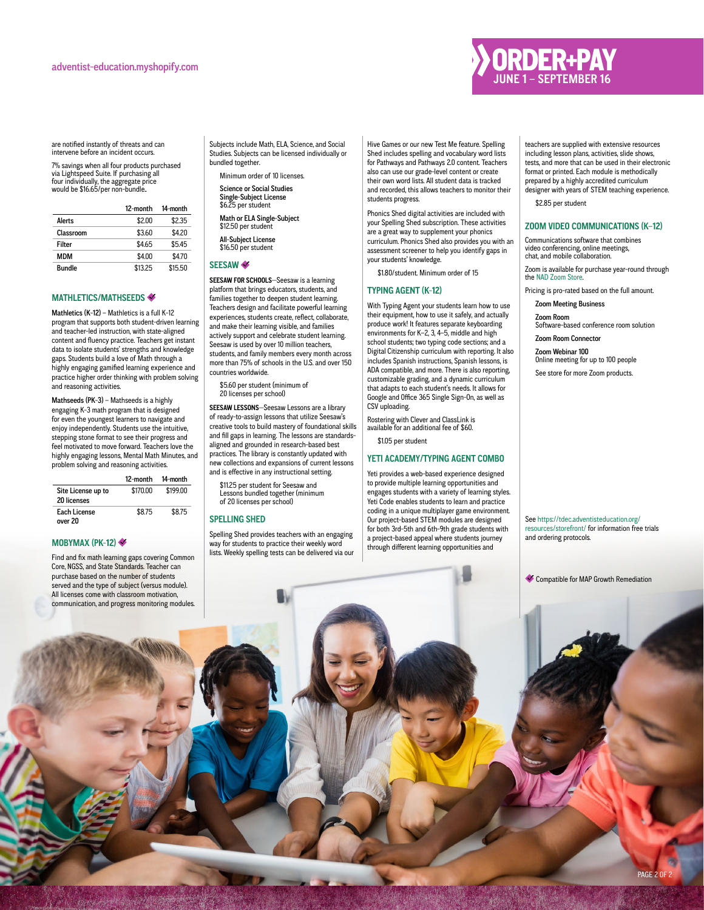adventist-education.myshopify.com

# ORDER+PAY
## JUNE 1 – SEPTEMBER 16

are notified instantly of threats and can intervene before an incident occurs.

7% savings when all four products purchased via Lightspeed Suite. If purchasing all four individually, the aggregate price would be $16.65/per non-bundle.

| | 12-month | 14-month |
|---|---|---|
| Alerts | $2.00 | $2.35 |
| Classroom | $3.60 | $4.20 |
| Filter | $4.65 | $5.45 |
| MDM | $4.00 | $4.70 |
| Bundle | $13.25 | $15.50 |

### MATHLETICS/MATHSEEDS ✔

**Mathletics (K-12)** – Mathletics is a full K-12 program that supports both student-driven learning and teacher-led instruction, with state-aligned content and fluency practice. Teachers get instant data to isolate students' strengths and knowledge gaps. Students build a love of Math through a highly engaging gamified learning experience and practice higher order thinking with problem solving and reasoning activities.

**Mathseeds (PK-3)** – Mathseeds is a highly engaging K-3 math program that is designed for even the youngest learners to navigate and enjoy independently. Students use the intuitive, stepping stone format to see their progress and feel motivated to move forward. Teachers love the highly engaging lessons, Mental Math Minutes, and problem solving and reasoning activities.

| | 12-month | 14-month |
|---|---|---|
| Site License up to 20 licenses | $170.00 | $199.00 |
| Each License over 20 | $8.75 | $8.75 |

### MOBYMAX (PK-12) ✔

Find and fix math learning gaps covering Common Core, NGSS, and State Standards. Teacher can purchase based on the number of students served and the type of subject (versus module). All licenses come with classroom motivation, communication, and progress monitoring modules. Subjects include Math, ELA, Science, and Social Studies. Subjects can be licensed individually or bundled together.

Minimum order of 10 licenses.

**Science or Social Studies Single-Subject License**
$6.25 per student

**Math or ELA Single-Subject**
$12.50 per student

**All-Subject License**
$16.50 per student

### SEESAW ✔

**SEESAW FOR SCHOOLS**—Seesaw is a learning platform that brings educators, students, and families together to deepen student learning. Teachers design and facilitate powerful learning experiences, students create, reflect, collaborate, and make their learning visible, and families actively support and celebrate student learning. Seesaw is used by over 10 million teachers, students, and family members every month across more than 75% of schools in the U.S. and over 150 countries worldwide.

$5.60 per student (minimum of 20 licenses per school)

**SEESAW LESSONS**—Seesaw Lessons are a library of ready-to-assign lessons that utilize Seesaw's creative tools to build mastery of foundational skills and fill gaps in learning. The lessons are standards-aligned and grounded in research-based best practices. The library is constantly updated with new collections and expansions of current lessons and is effective in any instructional setting.

$11.25 per student for Seesaw and Lessons bundled together (minimum of 20 licenses per school)

### SPELLING SHED

Spelling Shed provides teachers with an engaging way for students to practice their weekly word lists. Weekly spelling tests can be delivered via our Hive Games or our new Test Me feature. Spelling Shed includes spelling and vocabulary word lists for Pathways and Pathways 2.0 content. Teachers also can use our grade-level content or create their own word lists. All student data is tracked and recorded, this allows teachers to monitor their students progress.

Phonics Shed digital activities are included with your Spelling Shed subscription. These activities are a great way to supplement your phonics curriculum. Phonics Shed also provides you with an assessment screener to help you identify gaps in your students' knowledge.

$1.80/student. Minimum order of 15

### TYPING AGENT (K-12)

With Typing Agent your students learn how to use their equipment, how to use it safely, and actually produce work! It features separate keyboarding environments for K–2, 3, 4–5, middle and high school students; two typing code sections; and a Digital Citizenship curriculum with reporting. It also includes Spanish instructions, Spanish lessons, is ADA compatible, and more. There is also reporting, customizable grading, and a dynamic curriculum that adapts to each student's needs. It allows for Google and Office 365 Single Sign-On, as well as CSV uploading.

Rostering with Clever and ClassLink is available for an additional fee of $60.

$1.05 per student

### YETI ACADEMY/TYPING AGENT COMBO

Yeti provides a web-based experience designed to provide multiple learning opportunities and engages students with a variety of learning styles. Yeti Code enables students to learn and practice coding in a unique multiplayer game environment. Our project-based STEM modules are designed for both 3rd-5th and 6th-9th grade students with a project-based appeal where students journey through different learning opportunities and teachers are supplied with extensive resources including lesson plans, activities, slide shows, tests, and more that can be used in their electronic format or printed. Each module is methodically prepared by a highly accredited curriculum designer with years of STEM teaching experience.

$2.85 per student

### ZOOM VIDEO COMMUNICATIONS (K–12)

Communications software that combines video conferencing, online meetings, chat, and mobile collaboration.

Zoom is available for purchase year-round through the NAD Zoom Store.

Pricing is pro-rated based on the full amount.

**Zoom Meeting Business**

**Zoom Room**
Software-based conference room solution

**Zoom Room Connector**

**Zoom Webinar 100**
Online meeting for up to 100 people

See store for more Zoom products.

See https://tdec.adventisteducation.org/resources/storefront/ for information free trials and ordering protocols.

✔ Compatible for MAP Growth Remediation